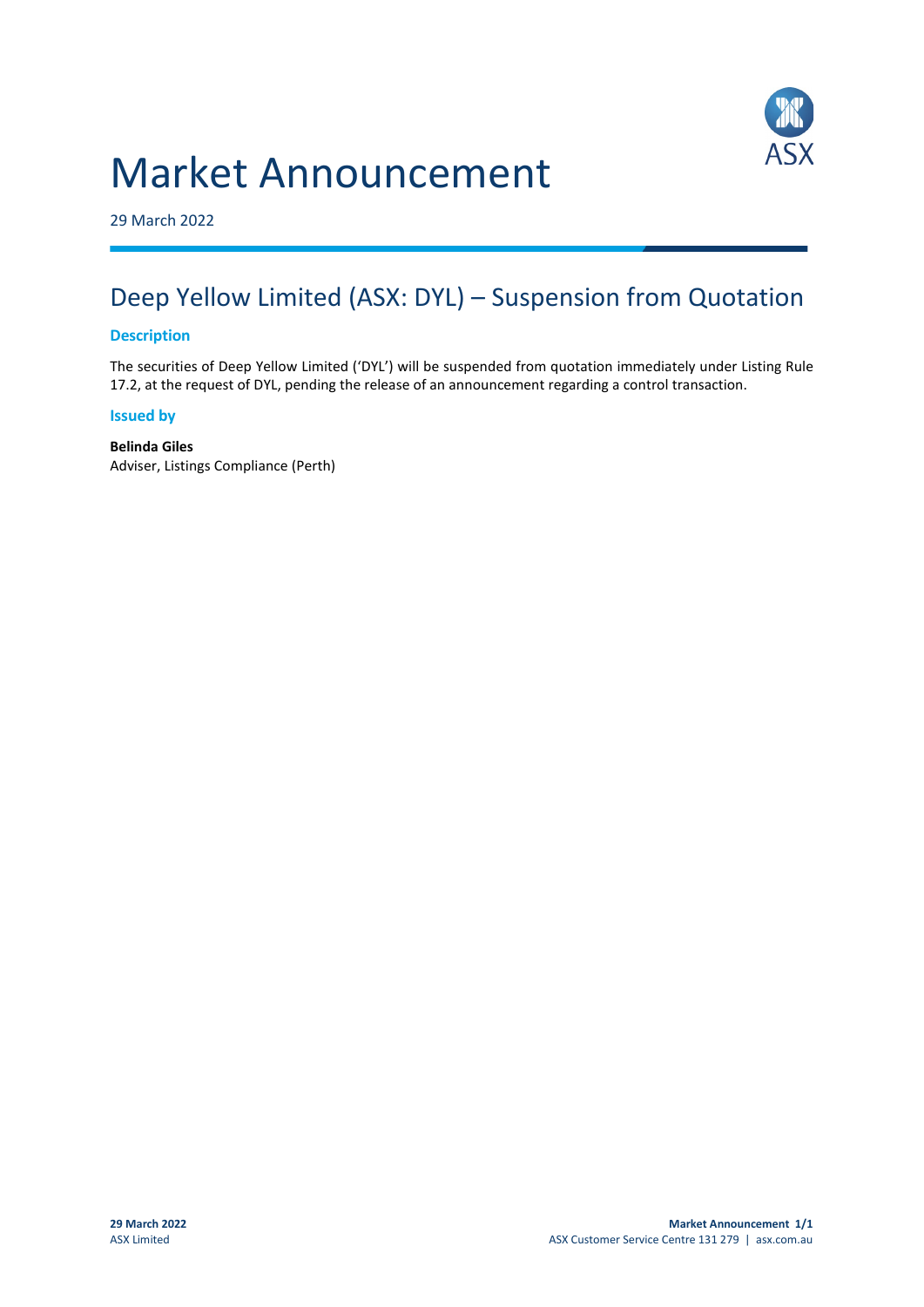# Market Announcement

29 March 2022

## Deep Yellow Limited (ASX: DYL) – Suspension from Quotation

### Description

The securities of Deep Yellow Limited ('DYL') will be suspended from quotation immediately under Listing Rule 17.2, at the request of DYL, pending the release of an announcement regarding a control transaction.

### Issued by

**Belinda Giles**
Adviser, Listings Compliance (Perth)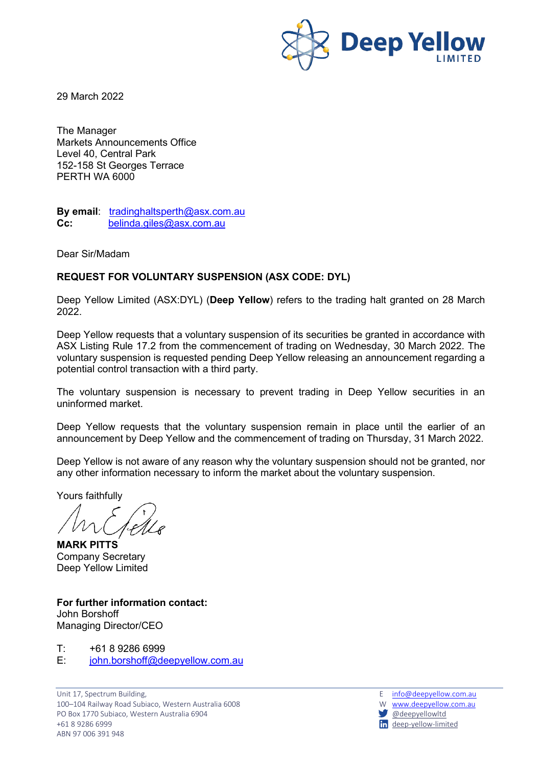29 March 2022

The Manager
Markets Announcements Office
Level 40, Central Park
152-158 St Georges Terrace
PERTH WA 6000

**By email**: tradinghaltsperth@asx.com.au
**Cc:** belinda.giles@asx.com.au

Dear Sir/Madam

**REQUEST FOR VOLUNTARY SUSPENSION (ASX CODE: DYL)**

Deep Yellow Limited (ASX:DYL) (**Deep Yellow**) refers to the trading halt granted on 28 March 2022.

Deep Yellow requests that a voluntary suspension of its securities be granted in accordance with ASX Listing Rule 17.2 from the commencement of trading on Wednesday, 30 March 2022. The voluntary suspension is requested pending Deep Yellow releasing an announcement regarding a potential control transaction with a third party.

The voluntary suspension is necessary to prevent trading in Deep Yellow securities in an uninformed market.

Deep Yellow requests that the voluntary suspension remain in place until the earlier of an announcement by Deep Yellow and the commencement of trading on Thursday, 31 March 2022.

Deep Yellow is not aware of any reason why the voluntary suspension should not be granted, nor any other information necessary to inform the market about the voluntary suspension.

Yours faithfully

**MARK PITTS**
Company Secretary
Deep Yellow Limited

**For further information contact:**
John Borshoff
Managing Director/CEO

T: +61 8 9286 6999
E: john.borshoff@deepyellow.com.au

Unit 17, Spectrum Building,
100–104 Railway Road Subiaco, Western Australia 6008
PO Box 1770 Subiaco, Western Australia 6904
+61 8 9286 6999
ABN 97 006 391 948

E info@deepyellow.com.au
W www.deepyellow.com.au
@deepyellowltd
deep-yellow-limited